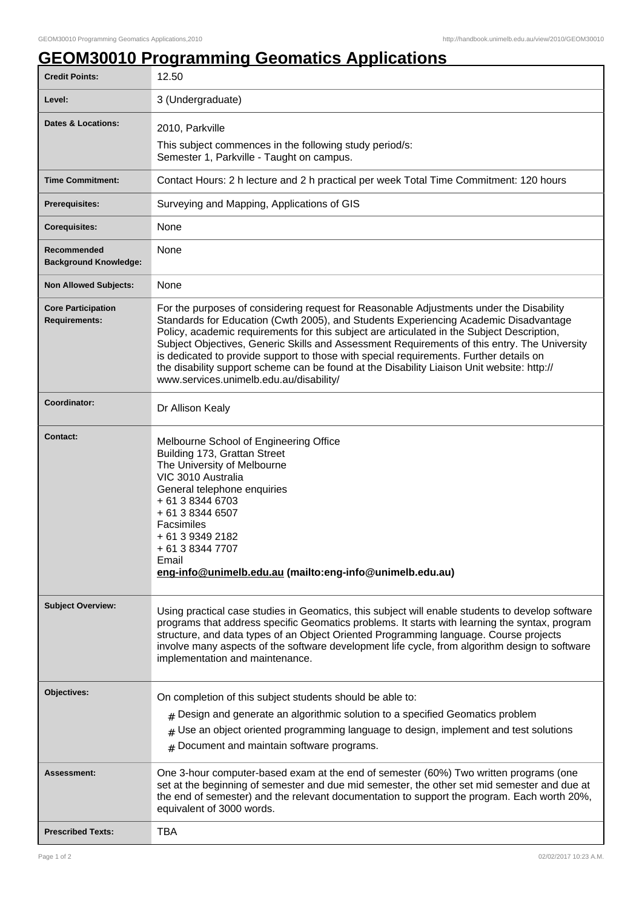# GEOM30010 Programming Geomatics Applications

| | |
|---|---|
| **Credit Points:** | 12.50 |
| **Level:** | 3 (Undergraduate) |
| **Dates & Locations:** | 2010, Parkville<br>This subject commences in the following study period/s:<br>Semester 1, Parkville - Taught on campus. |
| **Time Commitment:** | Contact Hours: 2 h lecture and 2 h practical per week Total Time Commitment: 120 hours |
| **Prerequisites:** | Surveying and Mapping, Applications of GIS |
| **Corequisites:** | None |
| **Recommended Background Knowledge:** | None |
| **Non Allowed Subjects:** | None |
| **Core Participation Requirements:** | For the purposes of considering request for Reasonable Adjustments under the Disability Standards for Education (Cwth 2005), and Students Experiencing Academic Disadvantage Policy, academic requirements for this subject are articulated in the Subject Description, Subject Objectives, Generic Skills and Assessment Requirements of this entry. The University is dedicated to provide support to those with special requirements. Further details on the disability support scheme can be found at the Disability Liaison Unit website: http://www.services.unimelb.edu.au/disability/ |
| **Coordinator:** | Dr Allison Kealy |
| **Contact:** | Melbourne School of Engineering Office<br>Building 173, Grattan Street<br>The University of Melbourne<br>VIC 3010 Australia<br>General telephone enquiries<br>+ 61 3 8344 6703<br>+ 61 3 8344 6507<br>Facsimiles<br>+ 61 3 9349 2182<br>+ 61 3 8344 7707<br>Email<br>**eng-info@unimelb.edu.au (mailto:eng-info@unimelb.edu.au)** |
| **Subject Overview:** | Using practical case studies in Geomatics, this subject will enable students to develop software programs that address specific Geomatics problems. It starts with learning the syntax, program structure, and data types of an Object Oriented Programming language. Course projects involve many aspects of the software development life cycle, from algorithm design to software implementation and maintenance. |
| **Objectives:** | On completion of this subject students should be able to:<br># Design and generate an algorithmic solution to a specified Geomatics problem<br># Use an object oriented programming language to design, implement and test solutions<br># Document and maintain software programs. |
| **Assessment:** | One 3-hour computer-based exam at the end of semester (60%) Two written programs (one set at the beginning of semester and due mid semester, the other set mid semester and due at the end of semester) and the relevant documentation to support the program. Each worth 20%, equivalent of 3000 words. |
| **Prescribed Texts:** | TBA |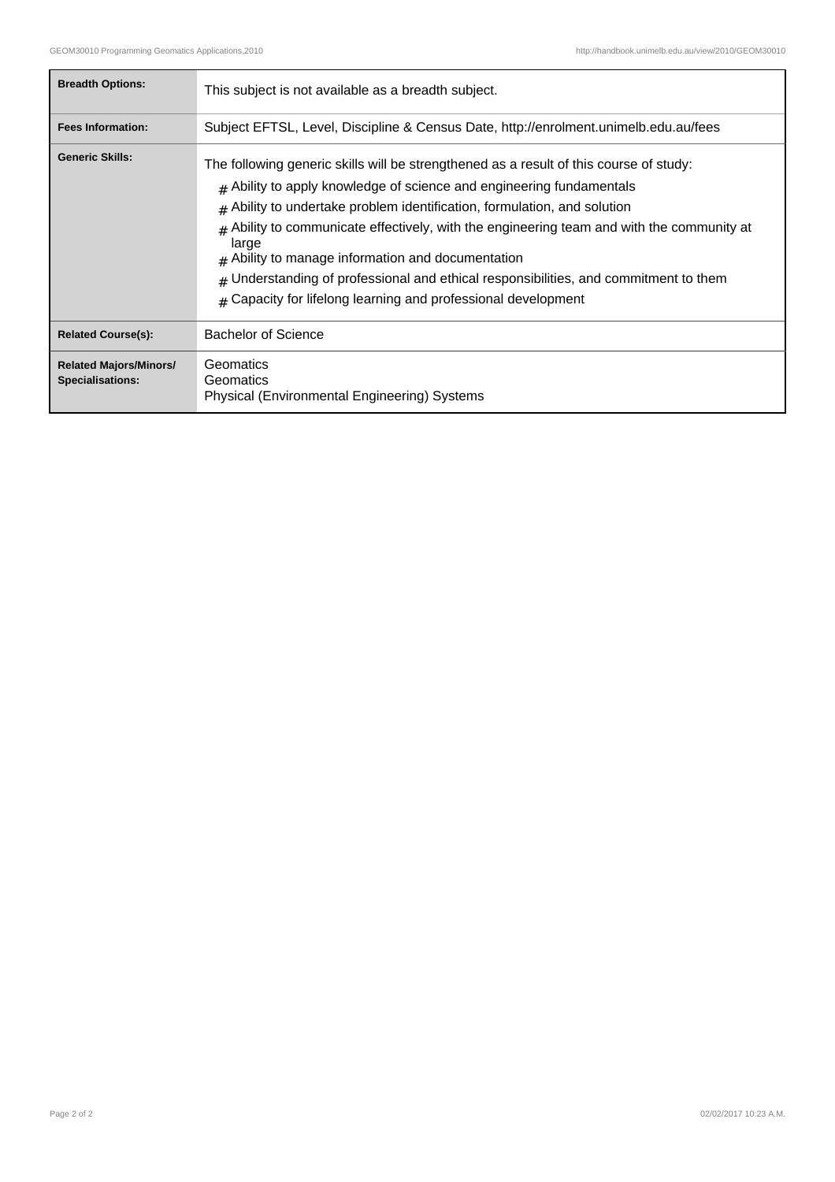| | |
|---|---|
| **Breadth Options:** | This subject is not available as a breadth subject. |
| **Fees Information:** | Subject EFTSL, Level, Discipline & Census Date, http://enrolment.unimelb.edu.au/fees |
| **Generic Skills:** | The following generic skills will be strengthened as a result of this course of study:<br># Ability to apply knowledge of science and engineering fundamentals<br># Ability to undertake problem identification, formulation, and solution<br># Ability to communicate effectively, with the engineering team and with the community at large<br># Ability to manage information and documentation<br># Understanding of professional and ethical responsibilities, and commitment to them<br># Capacity for lifelong learning and professional development |
| **Related Course(s):** | Bachelor of Science |
| **Related Majors/Minors/ Specialisations:** | Geomatics<br>Geomatics<br>Physical (Environmental Engineering) Systems |